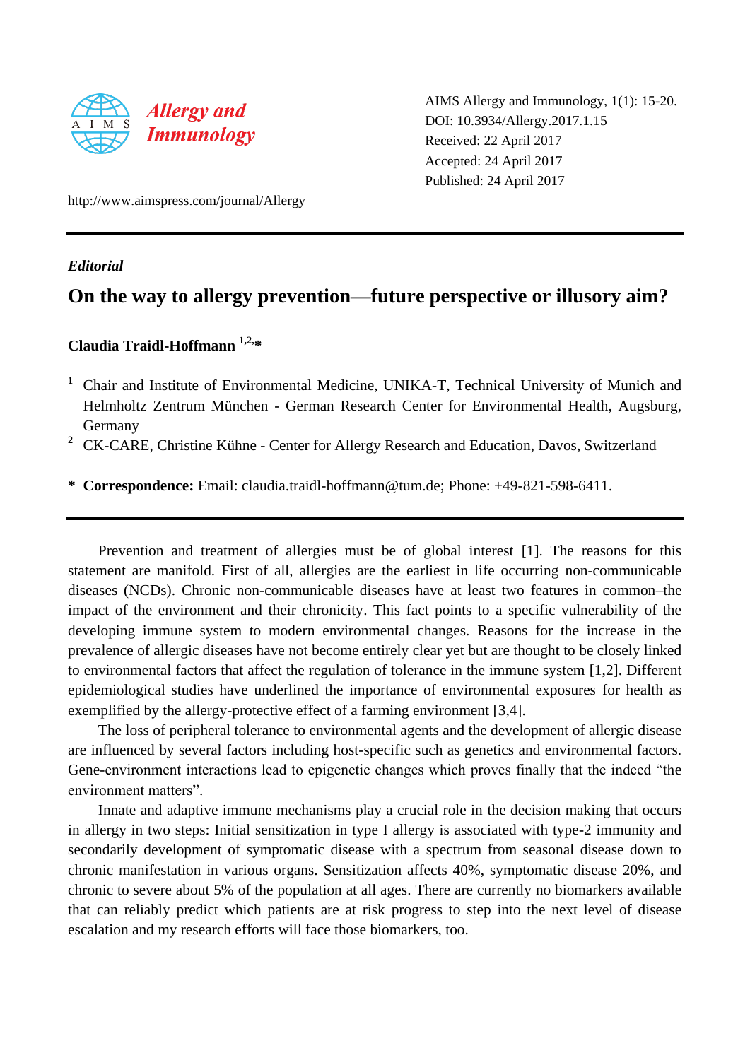AIMS Allergy and Immunology, 1(1): 15-20.
DOI: 10.3934/Allergy.2017.1.15
Received: 22 April 2017
Accepted: 24 April 2017
Published: 24 April 2017

http://www.aimspress.com/journal/Allergy

*Editorial*

# On the way to allergy prevention—future perspective or illusory aim?

**Claudia Traidl-Hoffmann** [1,2,*]

[1] Chair and Institute of Environmental Medicine, UNIKA-T, Technical University of Munich and Helmholtz Zentrum München - German Research Center for Environmental Health, Augsburg, Germany

[2] CK-CARE, Christine Kühne - Center for Allergy Research and Education, Davos, Switzerland

\* **Correspondence:** Email: claudia.traidl-hoffmann@tum.de; Phone: +49-821-598-6411.

---

Prevention and treatment of allergies must be of global interest [1]. The reasons for this statement are manifold. First of all, allergies are the earliest in life occurring non-communicable diseases (NCDs). Chronic non-communicable diseases have at least two features in common–the impact of the environment and their chronicity. This fact points to a specific vulnerability of the developing immune system to modern environmental changes. Reasons for the increase in the prevalence of allergic diseases have not become entirely clear yet but are thought to be closely linked to environmental factors that affect the regulation of tolerance in the immune system [1,2]. Different epidemiological studies have underlined the importance of environmental exposures for health as exemplified by the allergy-protective effect of a farming environment [3,4].

The loss of peripheral tolerance to environmental agents and the development of allergic disease are influenced by several factors including host-specific such as genetics and environmental factors. Gene-environment interactions lead to epigenetic changes which proves finally that the indeed "the environment matters".

Innate and adaptive immune mechanisms play a crucial role in the decision making that occurs in allergy in two steps: Initial sensitization in type I allergy is associated with type-2 immunity and secondarily development of symptomatic disease with a spectrum from seasonal disease down to chronic manifestation in various organs. Sensitization affects 40%, symptomatic disease 20%, and chronic to severe about 5% of the population at all ages. There are currently no biomarkers available that can reliably predict which patients are at risk progress to step into the next level of disease escalation and my research efforts will face those biomarkers, too.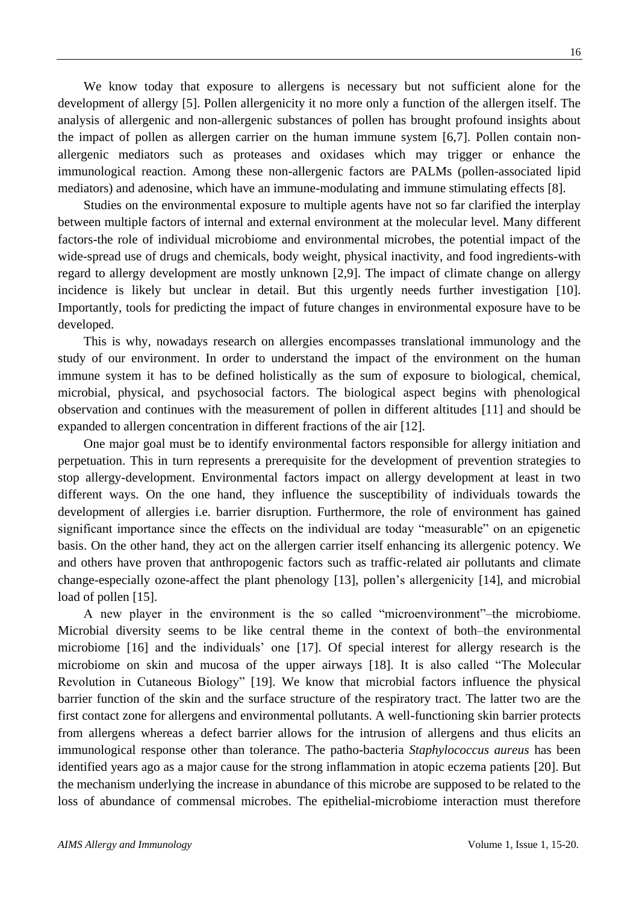We know today that exposure to allergens is necessary but not sufficient alone for the development of allergy [5]. Pollen allergenicity it no more only a function of the allergen itself. The analysis of allergenic and non-allergenic substances of pollen has brought profound insights about the impact of pollen as allergen carrier on the human immune system [6,7]. Pollen contain non-allergenic mediators such as proteases and oxidases which may trigger or enhance the immunological reaction. Among these non-allergenic factors are PALMs (pollen-associated lipid mediators) and adenosine, which have an immune-modulating and immune stimulating effects [8].

Studies on the environmental exposure to multiple agents have not so far clarified the interplay between multiple factors of internal and external environment at the molecular level. Many different factors-the role of individual microbiome and environmental microbes, the potential impact of the wide-spread use of drugs and chemicals, body weight, physical inactivity, and food ingredients-with regard to allergy development are mostly unknown [2,9]. The impact of climate change on allergy incidence is likely but unclear in detail. But this urgently needs further investigation [10]. Importantly, tools for predicting the impact of future changes in environmental exposure have to be developed.

This is why, nowadays research on allergies encompasses translational immunology and the study of our environment. In order to understand the impact of the environment on the human immune system it has to be defined holistically as the sum of exposure to biological, chemical, microbial, physical, and psychosocial factors. The biological aspect begins with phenological observation and continues with the measurement of pollen in different altitudes [11] and should be expanded to allergen concentration in different fractions of the air [12].

One major goal must be to identify environmental factors responsible for allergy initiation and perpetuation. This in turn represents a prerequisite for the development of prevention strategies to stop allergy-development. Environmental factors impact on allergy development at least in two different ways. On the one hand, they influence the susceptibility of individuals towards the development of allergies i.e. barrier disruption. Furthermore, the role of environment has gained significant importance since the effects on the individual are today "measurable" on an epigenetic basis. On the other hand, they act on the allergen carrier itself enhancing its allergenic potency. We and others have proven that anthropogenic factors such as traffic-related air pollutants and climate change-especially ozone-affect the plant phenology [13], pollen's allergenicity [14], and microbial load of pollen [15].

A new player in the environment is the so called "microenvironment"–the microbiome. Microbial diversity seems to be like central theme in the context of both–the environmental microbiome [16] and the individuals' one [17]. Of special interest for allergy research is the microbiome on skin and mucosa of the upper airways [18]. It is also called "The Molecular Revolution in Cutaneous Biology" [19]. We know that microbial factors influence the physical barrier function of the skin and the surface structure of the respiratory tract. The latter two are the first contact zone for allergens and environmental pollutants. A well-functioning skin barrier protects from allergens whereas a defect barrier allows for the intrusion of allergens and thus elicits an immunological response other than tolerance. The patho-bacteria *Staphylococcus aureus* has been identified years ago as a major cause for the strong inflammation in atopic eczema patients [20]. But the mechanism underlying the increase in abundance of this microbe are supposed to be related to the loss of abundance of commensal microbes. The epithelial-microbiome interaction must therefore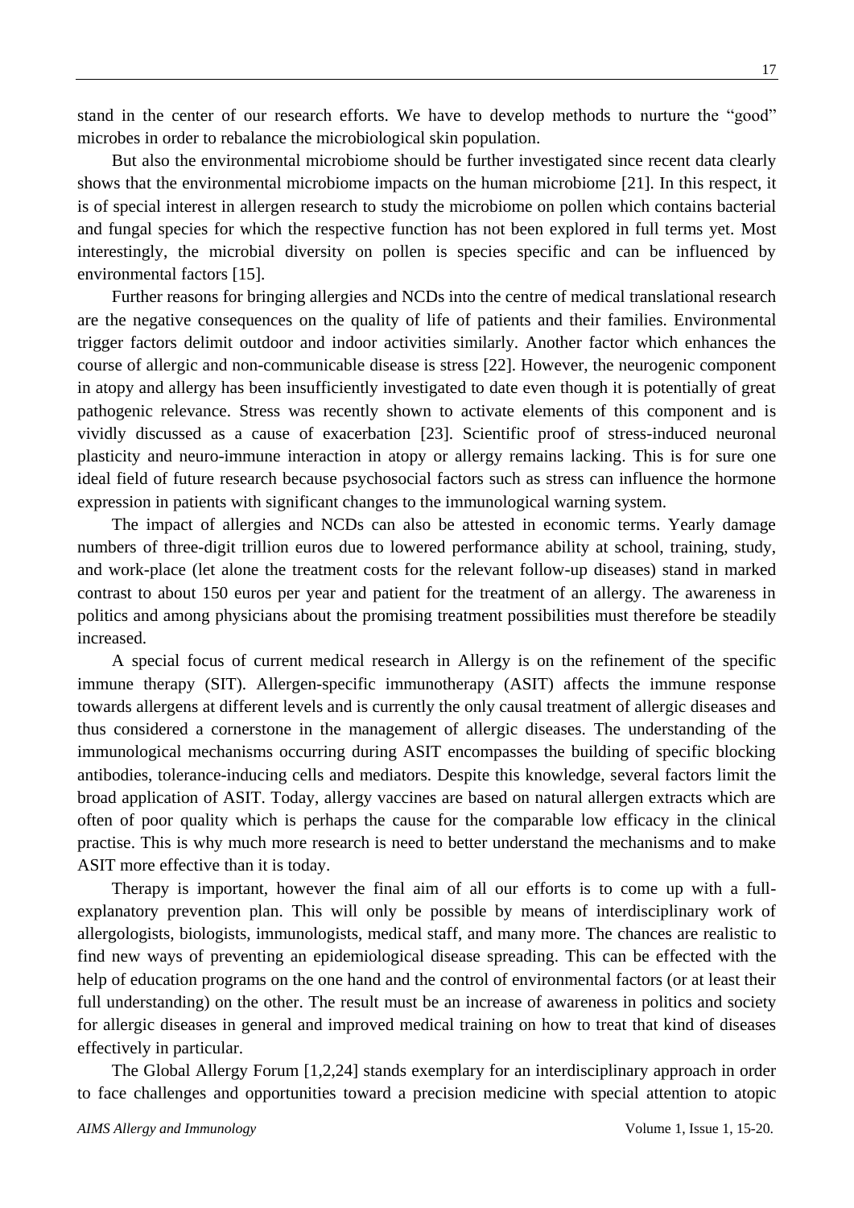stand in the center of our research efforts. We have to develop methods to nurture the "good" microbes in order to rebalance the microbiological skin population.

But also the environmental microbiome should be further investigated since recent data clearly shows that the environmental microbiome impacts on the human microbiome [21]. In this respect, it is of special interest in allergen research to study the microbiome on pollen which contains bacterial and fungal species for which the respective function has not been explored in full terms yet. Most interestingly, the microbial diversity on pollen is species specific and can be influenced by environmental factors [15].

Further reasons for bringing allergies and NCDs into the centre of medical translational research are the negative consequences on the quality of life of patients and their families. Environmental trigger factors delimit outdoor and indoor activities similarly. Another factor which enhances the course of allergic and non-communicable disease is stress [22]. However, the neurogenic component in atopy and allergy has been insufficiently investigated to date even though it is potentially of great pathogenic relevance. Stress was recently shown to activate elements of this component and is vividly discussed as a cause of exacerbation [23]. Scientific proof of stress-induced neuronal plasticity and neuro-immune interaction in atopy or allergy remains lacking. This is for sure one ideal field of future research because psychosocial factors such as stress can influence the hormone expression in patients with significant changes to the immunological warning system.

The impact of allergies and NCDs can also be attested in economic terms. Yearly damage numbers of three-digit trillion euros due to lowered performance ability at school, training, study, and work-place (let alone the treatment costs for the relevant follow-up diseases) stand in marked contrast to about 150 euros per year and patient for the treatment of an allergy. The awareness in politics and among physicians about the promising treatment possibilities must therefore be steadily increased.

A special focus of current medical research in Allergy is on the refinement of the specific immune therapy (SIT). Allergen-specific immunotherapy (ASIT) affects the immune response towards allergens at different levels and is currently the only causal treatment of allergic diseases and thus considered a cornerstone in the management of allergic diseases. The understanding of the immunological mechanisms occurring during ASIT encompasses the building of specific blocking antibodies, tolerance-inducing cells and mediators. Despite this knowledge, several factors limit the broad application of ASIT. Today, allergy vaccines are based on natural allergen extracts which are often of poor quality which is perhaps the cause for the comparable low efficacy in the clinical practise. This is why much more research is need to better understand the mechanisms and to make ASIT more effective than it is today.

Therapy is important, however the final aim of all our efforts is to come up with a full-explanatory prevention plan. This will only be possible by means of interdisciplinary work of allergologists, biologists, immunologists, medical staff, and many more. The chances are realistic to find new ways of preventing an epidemiological disease spreading. This can be effected with the help of education programs on the one hand and the control of environmental factors (or at least their full understanding) on the other. The result must be an increase of awareness in politics and society for allergic diseases in general and improved medical training on how to treat that kind of diseases effectively in particular.

The Global Allergy Forum [1,2,24] stands exemplary for an interdisciplinary approach in order to face challenges and opportunities toward a precision medicine with special attention to atopic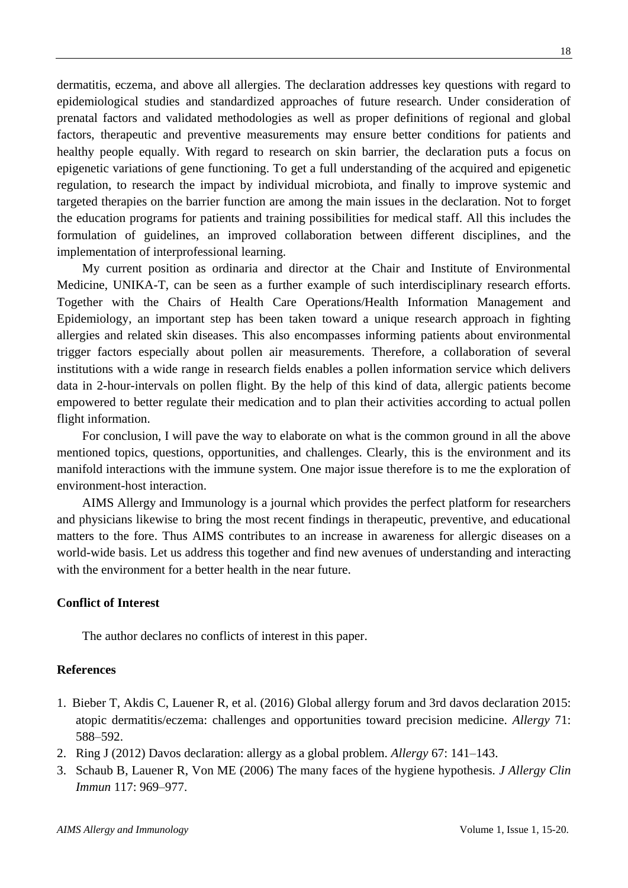dermatitis, eczema, and above all allergies. The declaration addresses key questions with regard to epidemiological studies and standardized approaches of future research. Under consideration of prenatal factors and validated methodologies as well as proper definitions of regional and global factors, therapeutic and preventive measurements may ensure better conditions for patients and healthy people equally. With regard to research on skin barrier, the declaration puts a focus on epigenetic variations of gene functioning. To get a full understanding of the acquired and epigenetic regulation, to research the impact by individual microbiota, and finally to improve systemic and targeted therapies on the barrier function are among the main issues in the declaration. Not to forget the education programs for patients and training possibilities for medical staff. All this includes the formulation of guidelines, an improved collaboration between different disciplines, and the implementation of interprofessional learning.

My current position as ordinaria and director at the Chair and Institute of Environmental Medicine, UNIKA-T, can be seen as a further example of such interdisciplinary research efforts. Together with the Chairs of Health Care Operations/Health Information Management and Epidemiology, an important step has been taken toward a unique research approach in fighting allergies and related skin diseases. This also encompasses informing patients about environmental trigger factors especially about pollen air measurements. Therefore, a collaboration of several institutions with a wide range in research fields enables a pollen information service which delivers data in 2-hour-intervals on pollen flight. By the help of this kind of data, allergic patients become empowered to better regulate their medication and to plan their activities according to actual pollen flight information.

For conclusion, I will pave the way to elaborate on what is the common ground in all the above mentioned topics, questions, opportunities, and challenges. Clearly, this is the environment and its manifold interactions with the immune system. One major issue therefore is to me the exploration of environment-host interaction.

AIMS Allergy and Immunology is a journal which provides the perfect platform for researchers and physicians likewise to bring the most recent findings in therapeutic, preventive, and educational matters to the fore. Thus AIMS contributes to an increase in awareness for allergic diseases on a world-wide basis. Let us address this together and find new avenues of understanding and interacting with the environment for a better health in the near future.

## Conflict of Interest

The author declares no conflicts of interest in this paper.

## References

1. Bieber T, Akdis C, Lauener R, et al. (2016) Global allergy forum and 3rd davos declaration 2015: atopic dermatitis/eczema: challenges and opportunities toward precision medicine. *Allergy* 71: 588–592.
2. Ring J (2012) Davos declaration: allergy as a global problem. *Allergy* 67: 141–143.
3. Schaub B, Lauener R, Von ME (2006) The many faces of the hygiene hypothesis. *J Allergy Clin Immun* 117: 969–977.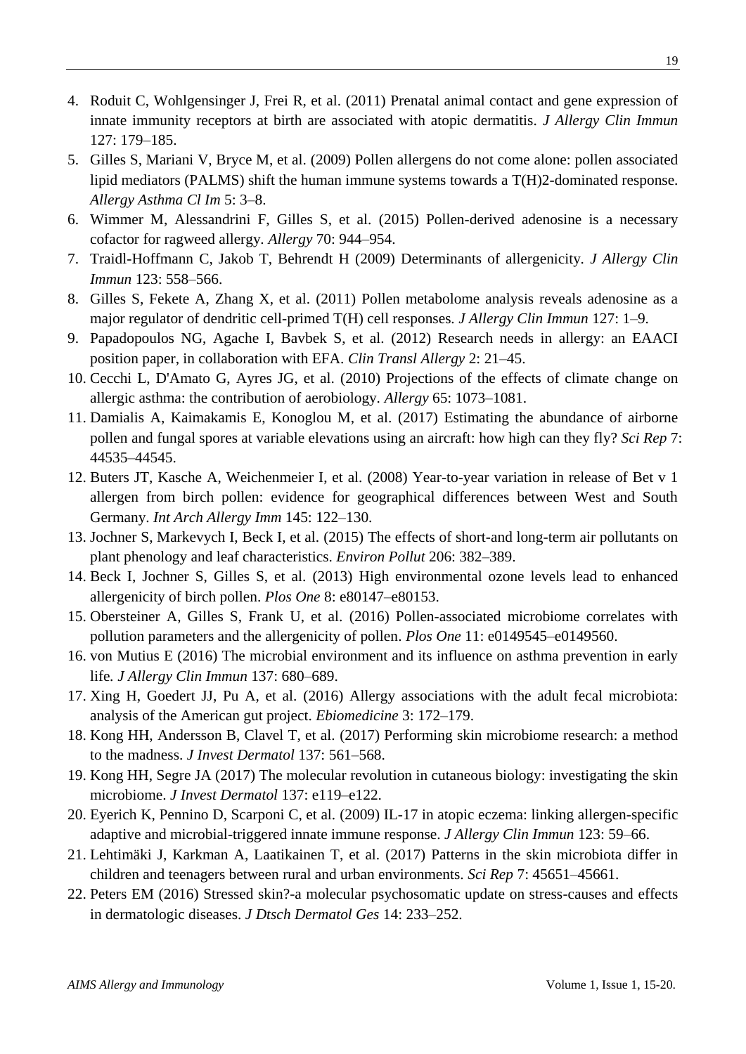4. Roduit C, Wohlgensinger J, Frei R, et al. (2011) Prenatal animal contact and gene expression of innate immunity receptors at birth are associated with atopic dermatitis. *J Allergy Clin Immun* 127: 179–185.
5. Gilles S, Mariani V, Bryce M, et al. (2009) Pollen allergens do not come alone: pollen associated lipid mediators (PALMS) shift the human immune systems towards a T(H)2-dominated response. *Allergy Asthma Cl Im* 5: 3–8.
6. Wimmer M, Alessandrini F, Gilles S, et al. (2015) Pollen-derived adenosine is a necessary cofactor for ragweed allergy. *Allergy* 70: 944–954.
7. Traidl-Hoffmann C, Jakob T, Behrendt H (2009) Determinants of allergenicity. *J Allergy Clin Immun* 123: 558–566.
8. Gilles S, Fekete A, Zhang X, et al. (2011) Pollen metabolome analysis reveals adenosine as a major regulator of dendritic cell-primed T(H) cell responses. *J Allergy Clin Immun* 127: 1–9.
9. Papadopoulos NG, Agache I, Bavbek S, et al. (2012) Research needs in allergy: an EAACI position paper, in collaboration with EFA. *Clin Transl Allergy* 2: 21–45.
10. Cecchi L, D'Amato G, Ayres JG, et al. (2010) Projections of the effects of climate change on allergic asthma: the contribution of aerobiology. *Allergy* 65: 1073–1081.
11. Damialis A, Kaimakamis E, Konoglou M, et al. (2017) Estimating the abundance of airborne pollen and fungal spores at variable elevations using an aircraft: how high can they fly? *Sci Rep* 7: 44535–44545.
12. Buters JT, Kasche A, Weichenmeier I, et al. (2008) Year-to-year variation in release of Bet v 1 allergen from birch pollen: evidence for geographical differences between West and South Germany. *Int Arch Allergy Imm* 145: 122–130.
13. Jochner S, Markevych I, Beck I, et al. (2015) The effects of short-and long-term air pollutants on plant phenology and leaf characteristics. *Environ Pollut* 206: 382–389.
14. Beck I, Jochner S, Gilles S, et al. (2013) High environmental ozone levels lead to enhanced allergenicity of birch pollen. *Plos One* 8: e80147–e80153.
15. Obersteiner A, Gilles S, Frank U, et al. (2016) Pollen-associated microbiome correlates with pollution parameters and the allergenicity of pollen. *Plos One* 11: e0149545–e0149560.
16. von Mutius E (2016) The microbial environment and its influence on asthma prevention in early life. *J Allergy Clin Immun* 137: 680–689.
17. Xing H, Goedert JJ, Pu A, et al. (2016) Allergy associations with the adult fecal microbiota: analysis of the American gut project. *Ebiomedicine* 3: 172–179.
18. Kong HH, Andersson B, Clavel T, et al. (2017) Performing skin microbiome research: a method to the madness. *J Invest Dermatol* 137: 561–568.
19. Kong HH, Segre JA (2017) The molecular revolution in cutaneous biology: investigating the skin microbiome. *J Invest Dermatol* 137: e119–e122.
20. Eyerich K, Pennino D, Scarponi C, et al. (2009) IL-17 in atopic eczema: linking allergen-specific adaptive and microbial-triggered innate immune response. *J Allergy Clin Immun* 123: 59–66.
21. Lehtimäki J, Karkman A, Laatikainen T, et al. (2017) Patterns in the skin microbiota differ in children and teenagers between rural and urban environments. *Sci Rep* 7: 45651–45661.
22. Peters EM (2016) Stressed skin?-a molecular psychosomatic update on stress-causes and effects in dermatologic diseases. *J Dtsch Dermatol Ges* 14: 233–252.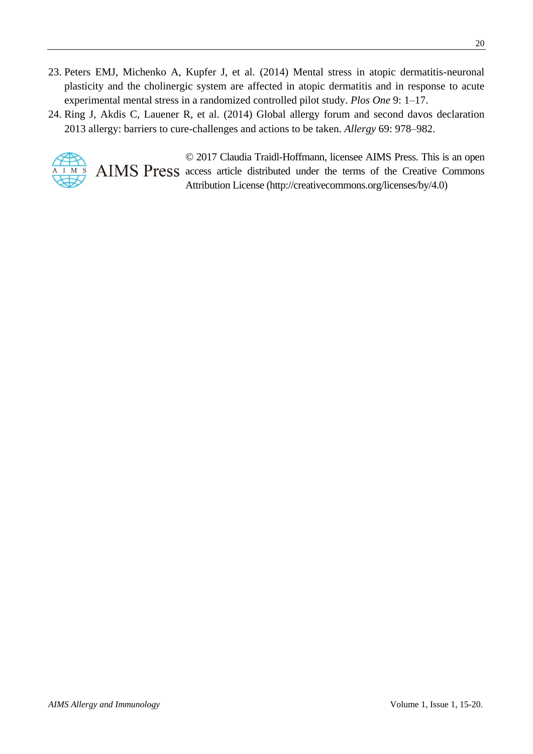23. Peters EMJ, Michenko A, Kupfer J, et al. (2014) Mental stress in atopic dermatitis-neuronal plasticity and the cholinergic system are affected in atopic dermatitis and in response to acute experimental mental stress in a randomized controlled pilot study. *Plos One* 9: 1–17.
24. Ring J, Akdis C, Lauener R, et al. (2014) Global allergy forum and second davos declaration 2013 allergy: barriers to cure-challenges and actions to be taken. *Allergy* 69: 978–982.

AIMS Press

© 2017 Claudia Traidl-Hoffmann, licensee AIMS Press. This is an open access article distributed under the terms of the Creative Commons Attribution License (http://creativecommons.org/licenses/by/4.0)